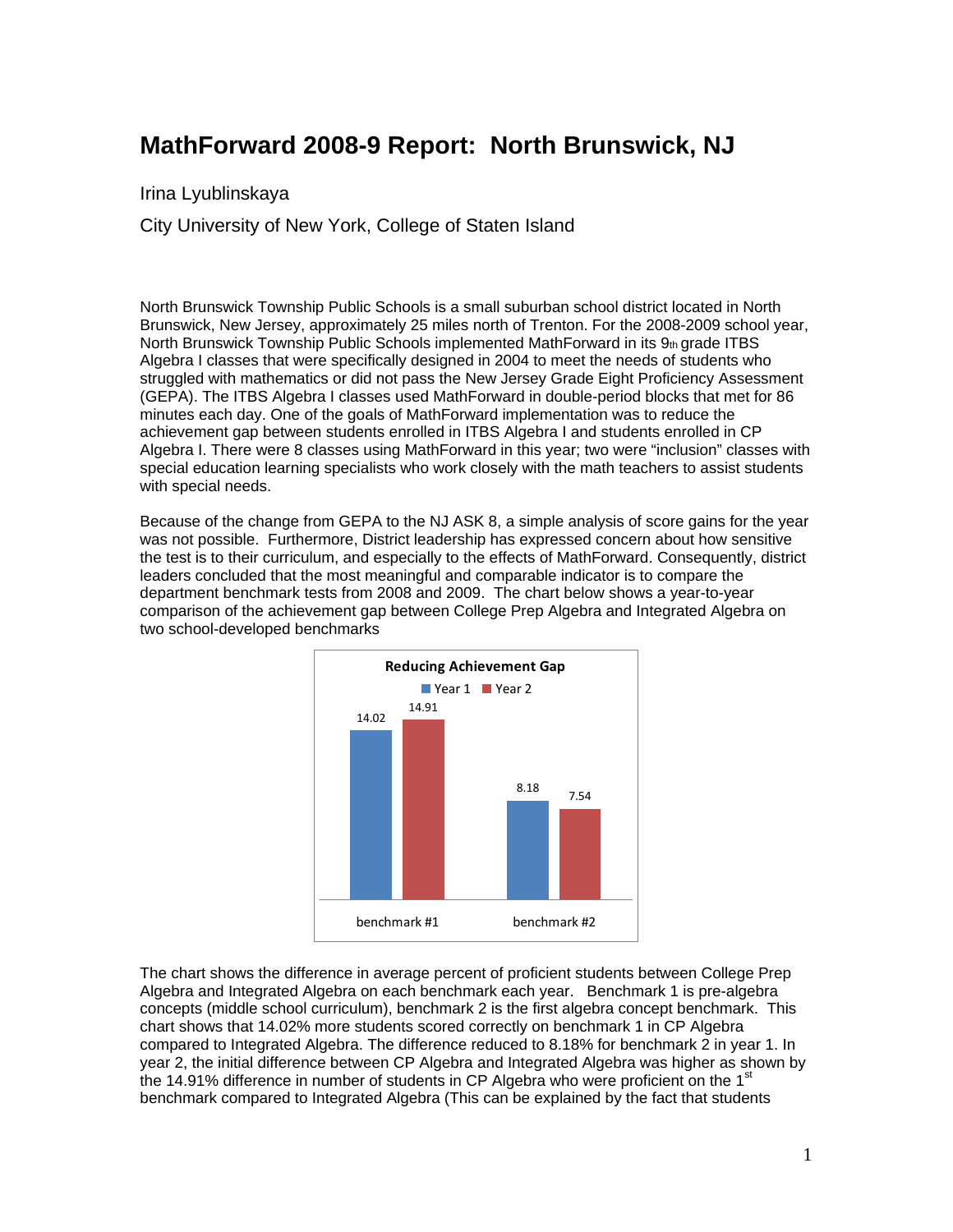# MathForward 2008-9 Report: North Brunswick, NJ

Irina Lyublinskaya

City University of New York, College of Staten Island

North Brunswick Township Public Schools is a small suburban school district located in North Brunswick, New Jersey, approximately 25 miles north of Trenton. For the 2008-2009 school year, North Brunswick Township Public Schools implemented MathForward in its 9th grade ITBS Algebra I classes that were specifically designed in 2004 to meet the needs of students who struggled with mathematics or did not pass the New Jersey Grade Eight Proficiency Assessment (GEPA). The ITBS Algebra I classes used MathForward in double-period blocks that met for 86 minutes each day. One of the goals of MathForward implementation was to reduce the achievement gap between students enrolled in ITBS Algebra I and students enrolled in CP Algebra I. There were 8 classes using MathForward in this year; two were "inclusion" classes with special education learning specialists who work closely with the math teachers to assist students with special needs.

Because of the change from GEPA to the NJ ASK 8, a simple analysis of score gains for the year was not possible. Furthermore, District leadership has expressed concern about how sensitive the test is to their curriculum, and especially to the effects of MathForward. Consequently, district leaders concluded that the most meaningful and comparable indicator is to compare the department benchmark tests from 2008 and 2009. The chart below shows a year-to-year comparison of the achievement gap between College Prep Algebra and Integrated Algebra on two school-developed benchmarks

**Reducing Achievement Gap**

| | Year 1 | Year 2 |
|---|---|---|
| benchmark #1 | 14.02 | 14.91 |
| benchmark #2 | 8.18 | 7.54 |

The chart shows the difference in average percent of proficient students between College Prep Algebra and Integrated Algebra on each benchmark each year. Benchmark 1 is pre-algebra concepts (middle school curriculum), benchmark 2 is the first algebra concept benchmark. This chart shows that 14.02% more students scored correctly on benchmark 1 in CP Algebra compared to Integrated Algebra. The difference reduced to 8.18% for benchmark 2 in year 1. In year 2, the initial difference between CP Algebra and Integrated Algebra was higher as shown by the 14.91% difference in number of students in CP Algebra who were proficient on the 1st benchmark compared to Integrated Algebra (This can be explained by the fact that students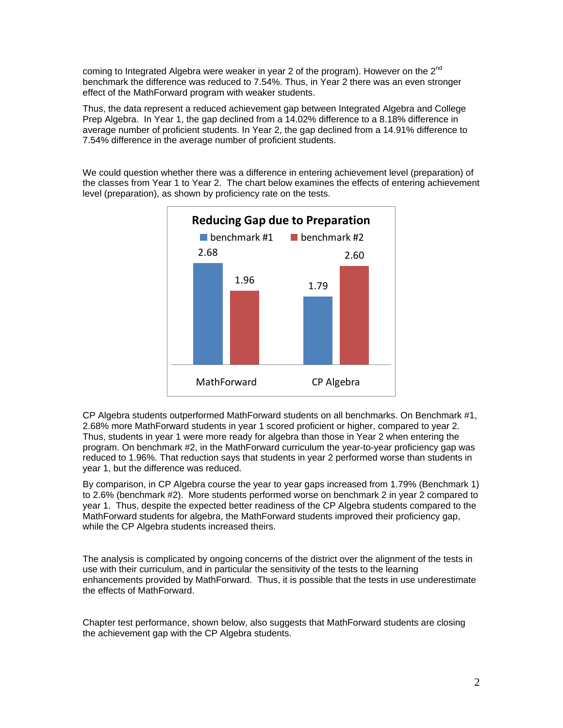coming to Integrated Algebra were weaker in year 2 of the program). However on the 2nd benchmark the difference was reduced to 7.54%. Thus, in Year 2 there was an even stronger effect of the MathForward program with weaker students.

Thus, the data represent a reduced achievement gap between Integrated Algebra and College Prep Algebra. In Year 1, the gap declined from a 14.02% difference to a 8.18% difference in average number of proficient students. In Year 2, the gap declined from a 14.91% difference to 7.54% difference in the average number of proficient students.

We could question whether there was a difference in entering achievement level (preparation) of the classes from Year 1 to Year 2. The chart below examines the effects of entering achievement level (preparation), as shown by proficiency rate on the tests.

**Reducing Gap due to Preparation**

| | benchmark #1 | benchmark #2 |
|---|---|---|
| MathForward | 2.68 | 1.96 |
| CP Algebra | 1.79 | 2.60 |

CP Algebra students outperformed MathForward students on all benchmarks. On Benchmark #1, 2.68% more MathForward students in year 1 scored proficient or higher, compared to year 2. Thus, students in year 1 were more ready for algebra than those in Year 2 when entering the program. On benchmark #2, in the MathForward curriculum the year-to-year proficiency gap was reduced to 1.96%. That reduction says that students in year 2 performed worse than students in year 1, but the difference was reduced.

By comparison, in CP Algebra course the year to year gaps increased from 1.79% (Benchmark 1) to 2.6% (benchmark #2). More students performed worse on benchmark 2 in year 2 compared to year 1. Thus, despite the expected better readiness of the CP Algebra students compared to the MathForward students for algebra, the MathForward students improved their proficiency gap, while the CP Algebra students increased theirs.

The analysis is complicated by ongoing concerns of the district over the alignment of the tests in use with their curriculum, and in particular the sensitivity of the tests to the learning enhancements provided by MathForward. Thus, it is possible that the tests in use underestimate the effects of MathForward.

Chapter test performance, shown below, also suggests that MathForward students are closing the achievement gap with the CP Algebra students.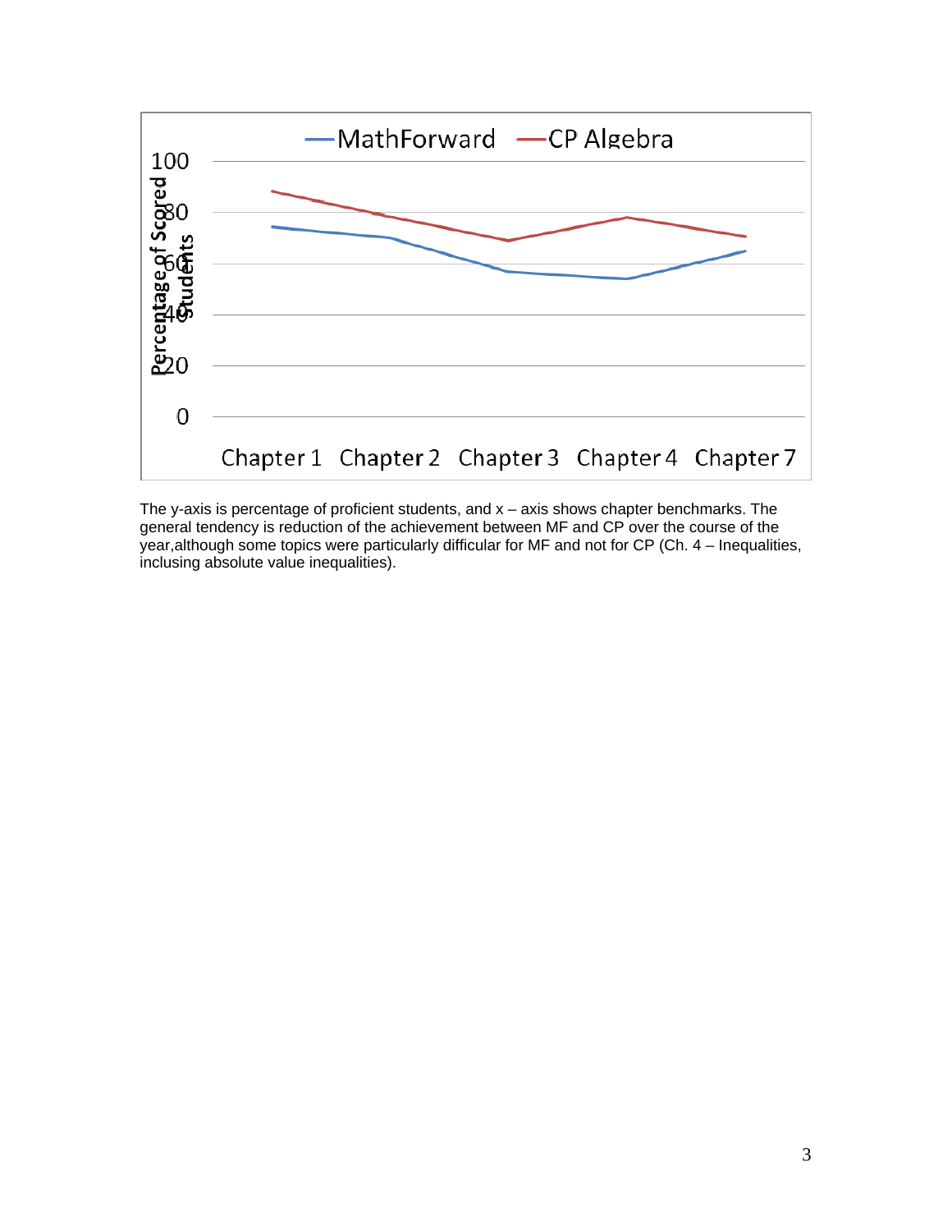MathForward
CP Algebra

Percentage of Scored Students

100
80
60
40
20
0

Chapter 1
Chapter 2
Chapter 3
Chapter 4
Chapter 7

The y-axis is percentage of proficient students, and x – axis shows chapter benchmarks. The general tendency is reduction of the achievement between MF and CP over the course of the year,although some topics were particularly difficular for MF and not for CP (Ch. 4 – Inequalities, inclsing absolute value inequalities).